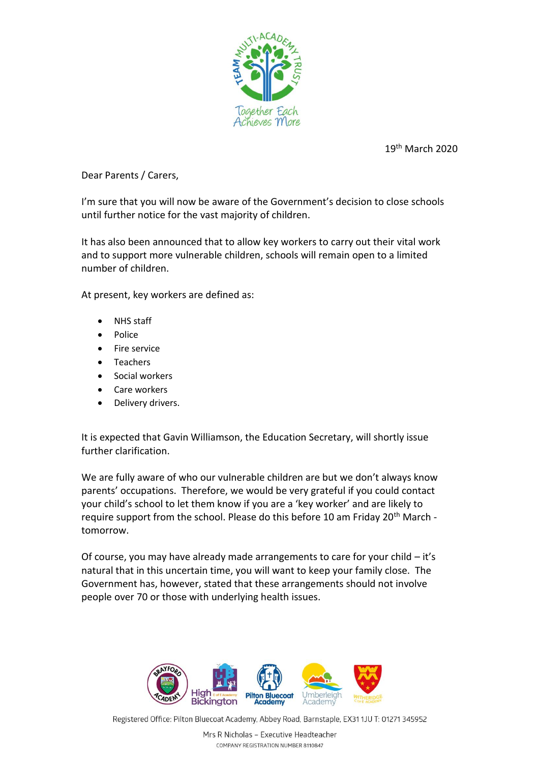19th March 2020

Dear Parents / Carers,

I'm sure that you will now be aware of the Government's decision to close schools until further notice for the vast majority of children.

It has also been announced that to allow key workers to carry out their vital work and to support more vulnerable children, schools will remain open to a limited number of children.

At present, key workers are defined as:

- NHS staff
- Police
- Fire service
- Teachers
- Social workers
- Care workers
- Delivery drivers.

It is expected that Gavin Williamson, the Education Secretary, will shortly issue further clarification.

We are fully aware of who our vulnerable children are but we don't always know parents' occupations. Therefore, we would be very grateful if you could contact your child's school to let them know if you are a 'key worker' and are likely to require support from the school. Please do this before 10 am Friday 20th March - tomorrow.

Of course, you may have already made arrangements to care for your child – it's natural that in this uncertain time, you will want to keep your family close. The Government has, however, stated that these arrangements should not involve people over 70 or those with underlying health issues.

Registered Office: Pilton Bluecoat Academy, Abbey Road, Barnstaple, EX31 1JU T: 01271 345952

Mrs R Nicholas – Executive Headteacher

COMPANY REGISTRATION NUMBER 8110847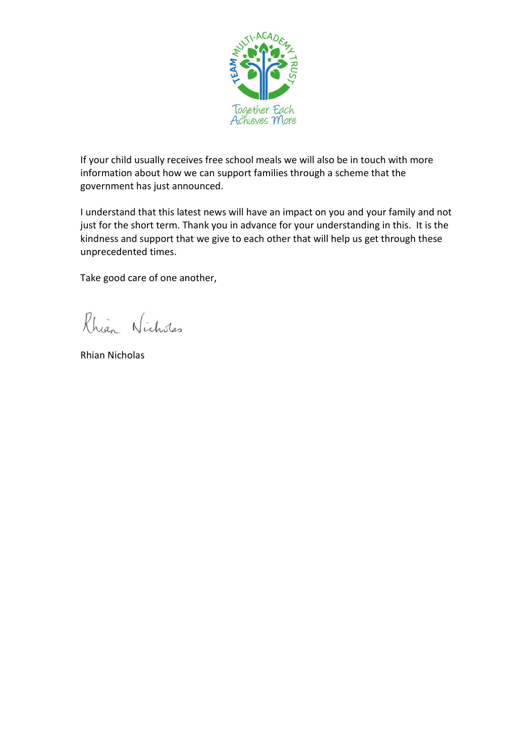If your child usually receives free school meals we will also be in touch with more information about how we can support families through a scheme that the government has just announced.

I understand that this latest news will have an impact on you and your family and not just for the short term. Thank you in advance for your understanding in this. It is the kindness and support that we give to each other that will help us get through these unprecedented times.

Take good care of one another,

Rhian Nicholas

Rhian Nicholas